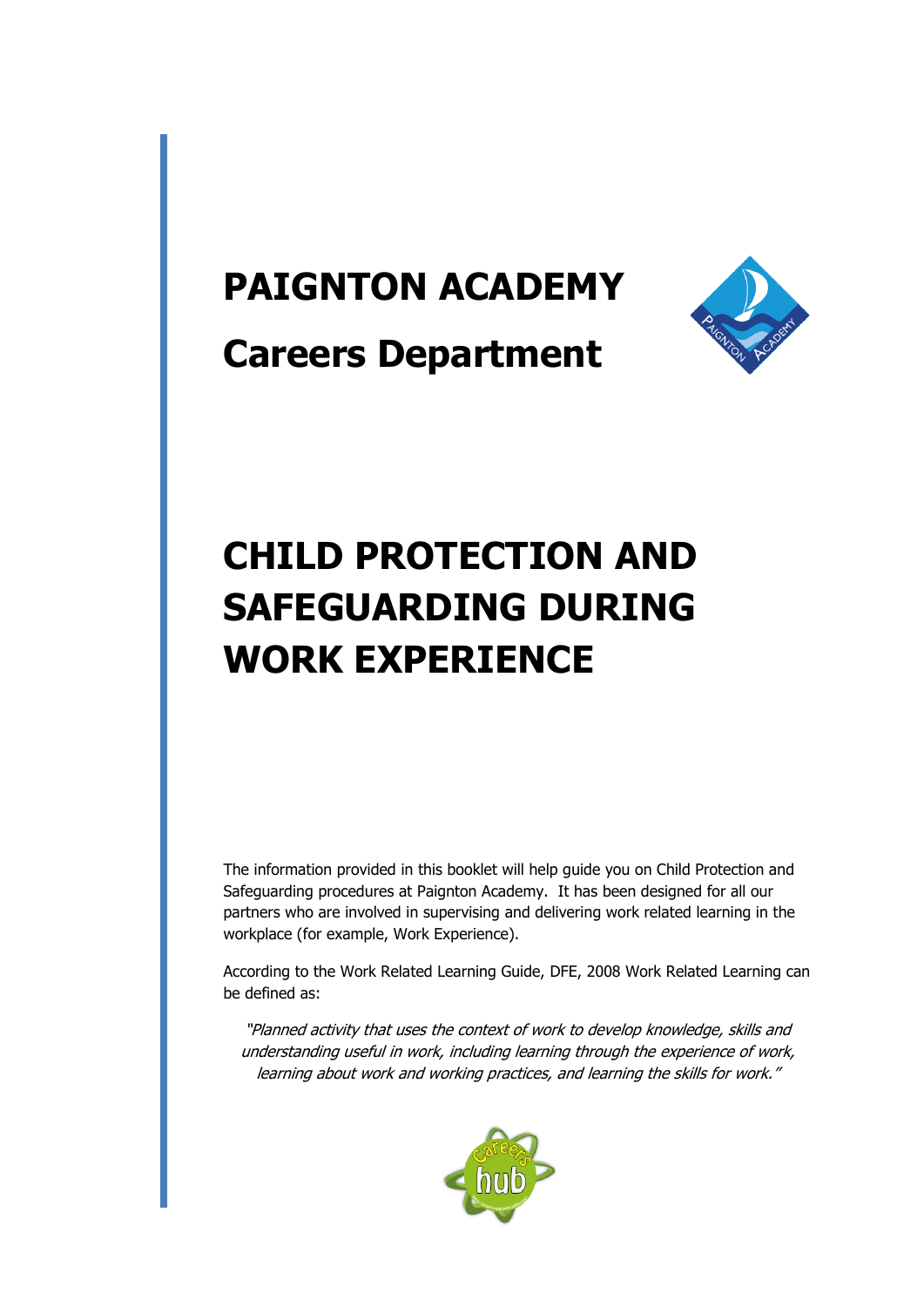# PAIGNTON ACADEMY

## Careers Department

# CHILD PROTECTION AND SAFEGUARDING DURING WORK EXPERIENCE

The information provided in this booklet will help guide you on Child Protection and Safeguarding procedures at Paignton Academy. It has been designed for all our partners who are involved in supervising and delivering work related learning in the workplace (for example, Work Experience).

According to the Work Related Learning Guide, DFE, 2008 Work Related Learning can be defined as:

*"Planned activity that uses the context of work to develop knowledge, skills and understanding useful in work, including learning through the experience of work, learning about work and working practices, and learning the skills for work."*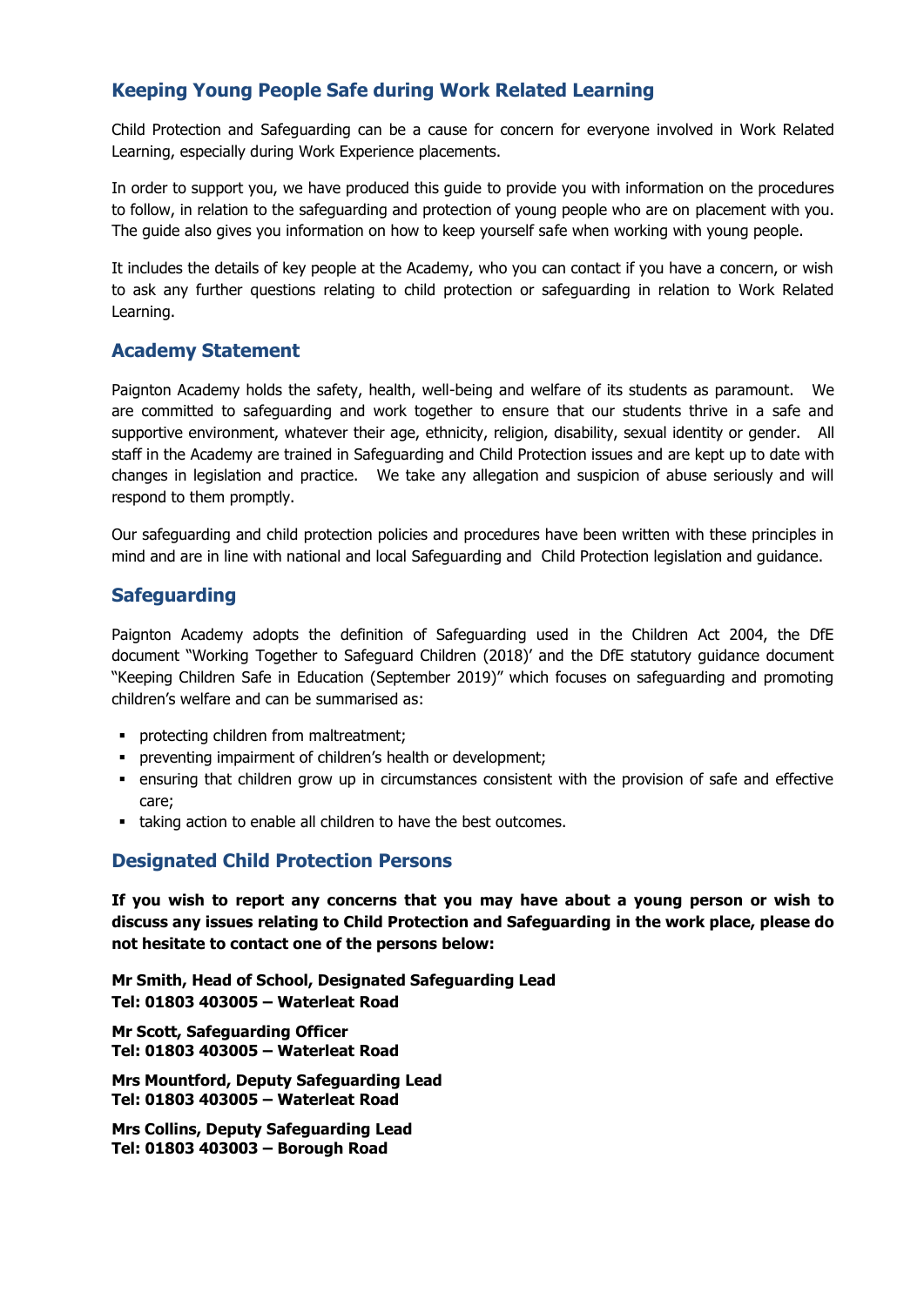## Keeping Young People Safe during Work Related Learning

Child Protection and Safeguarding can be a cause for concern for everyone involved in Work Related Learning, especially during Work Experience placements.

In order to support you, we have produced this guide to provide you with information on the procedures to follow, in relation to the safeguarding and protection of young people who are on placement with you. The guide also gives you information on how to keep yourself safe when working with young people.

It includes the details of key people at the Academy, who you can contact if you have a concern, or wish to ask any further questions relating to child protection or safeguarding in relation to Work Related Learning.

## Academy Statement

Paignton Academy holds the safety, health, well-being and welfare of its students as paramount. We are committed to safeguarding and work together to ensure that our students thrive in a safe and supportive environment, whatever their age, ethnicity, religion, disability, sexual identity or gender. All staff in the Academy are trained in Safeguarding and Child Protection issues and are kept up to date with changes in legislation and practice. We take any allegation and suspicion of abuse seriously and will respond to them promptly.

Our safeguarding and child protection policies and procedures have been written with these principles in mind and are in line with national and local Safeguarding and Child Protection legislation and guidance.

## Safeguarding

Paignton Academy adopts the definition of Safeguarding used in the Children Act 2004, the DfE document "Working Together to Safeguard Children (2018)' and the DfE statutory guidance document "Keeping Children Safe in Education (September 2019)" which focuses on safeguarding and promoting children's welfare and can be summarised as:

- protecting children from maltreatment;
- preventing impairment of children's health or development;
- ensuring that children grow up in circumstances consistent with the provision of safe and effective care;
- taking action to enable all children to have the best outcomes.

## Designated Child Protection Persons

**If you wish to report any concerns that you may have about a young person or wish to discuss any issues relating to Child Protection and Safeguarding in the work place, please do not hesitate to contact one of the persons below:**

**Mr Smith, Head of School, Designated Safeguarding Lead**
**Tel: 01803 403005 – Waterleat Road**

**Mr Scott, Safeguarding Officer**
**Tel: 01803 403005 – Waterleat Road**

**Mrs Mountford, Deputy Safeguarding Lead**
**Tel: 01803 403005 – Waterleat Road**

**Mrs Collins, Deputy Safeguarding Lead**
**Tel: 01803 403003 – Borough Road**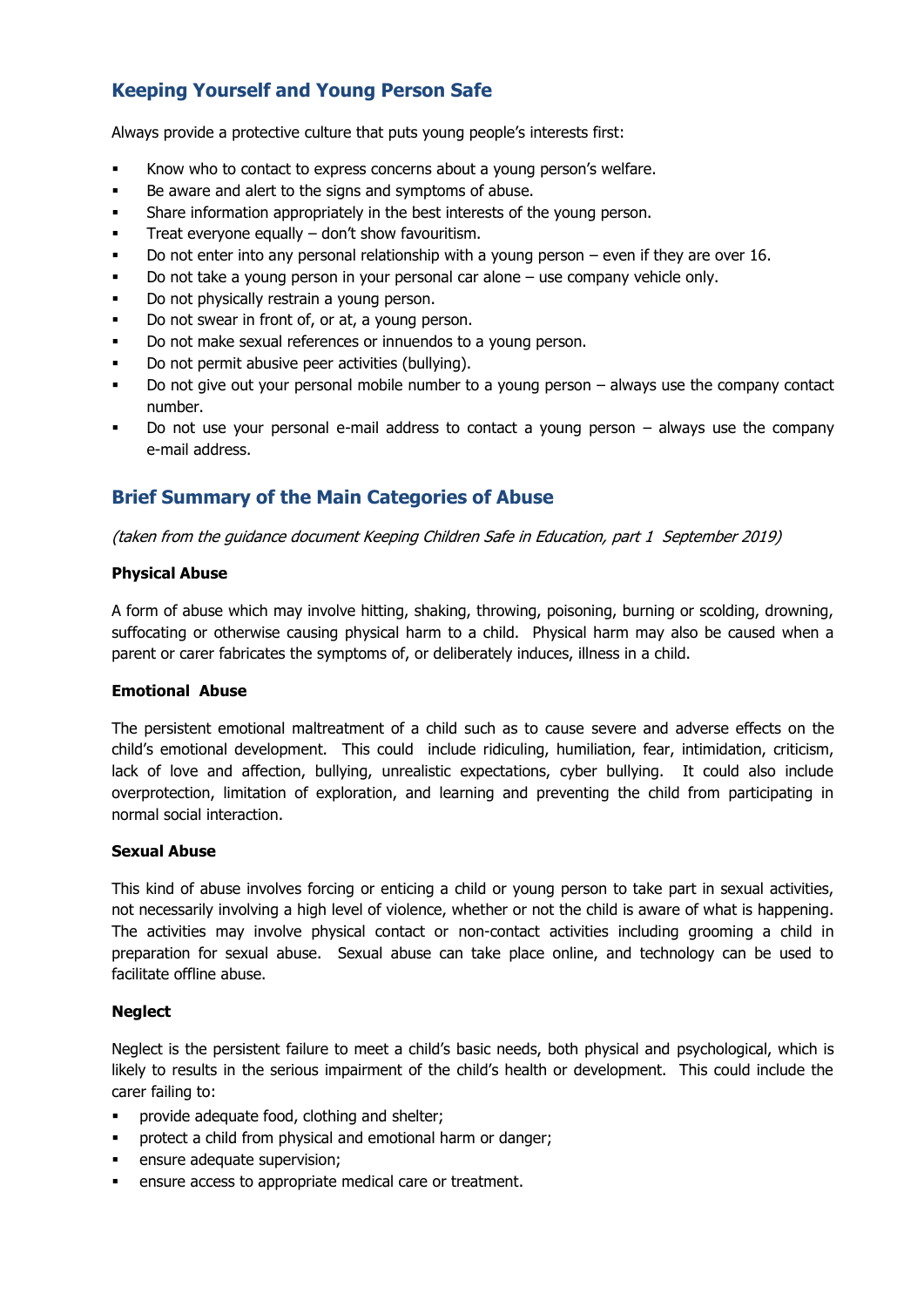## Keeping Yourself and Young Person Safe

Always provide a protective culture that puts young people's interests first:

- Know who to contact to express concerns about a young person's welfare.
- Be aware and alert to the signs and symptoms of abuse.
- Share information appropriately in the best interests of the young person.
- Treat everyone equally – don't show favouritism.
- Do not enter into any personal relationship with a young person – even if they are over 16.
- Do not take a young person in your personal car alone – use company vehicle only.
- Do not physically restrain a young person.
- Do not swear in front of, or at, a young person.
- Do not make sexual references or innuendos to a young person.
- Do not permit abusive peer activities (bullying).
- Do not give out your personal mobile number to a young person – always use the company contact number.
- Do not use your personal e-mail address to contact a young person – always use the company e-mail address.

## Brief Summary of the Main Categories of Abuse

*(taken from the guidance document Keeping Children Safe in Education, part 1 September 2019)*

**Physical Abuse**

A form of abuse which may involve hitting, shaking, throwing, poisoning, burning or scolding, drowning, suffocating or otherwise causing physical harm to a child. Physical harm may also be caused when a parent or carer fabricates the symptoms of, or deliberately induces, illness in a child.

**Emotional Abuse**

The persistent emotional maltreatment of a child such as to cause severe and adverse effects on the child's emotional development. This could include ridiculing, humiliation, fear, intimidation, criticism, lack of love and affection, bullying, unrealistic expectations, cyber bullying. It could also include overprotection, limitation of exploration, and learning and preventing the child from participating in normal social interaction.

**Sexual Abuse**

This kind of abuse involves forcing or enticing a child or young person to take part in sexual activities, not necessarily involving a high level of violence, whether or not the child is aware of what is happening. The activities may involve physical contact or non-contact activities including grooming a child in preparation for sexual abuse. Sexual abuse can take place online, and technology can be used to facilitate offline abuse.

**Neglect**

Neglect is the persistent failure to meet a child's basic needs, both physical and psychological, which is likely to results in the serious impairment of the child's health or development. This could include the carer failing to:

- provide adequate food, clothing and shelter;
- protect a child from physical and emotional harm or danger;
- ensure adequate supervision;
- ensure access to appropriate medical care or treatment.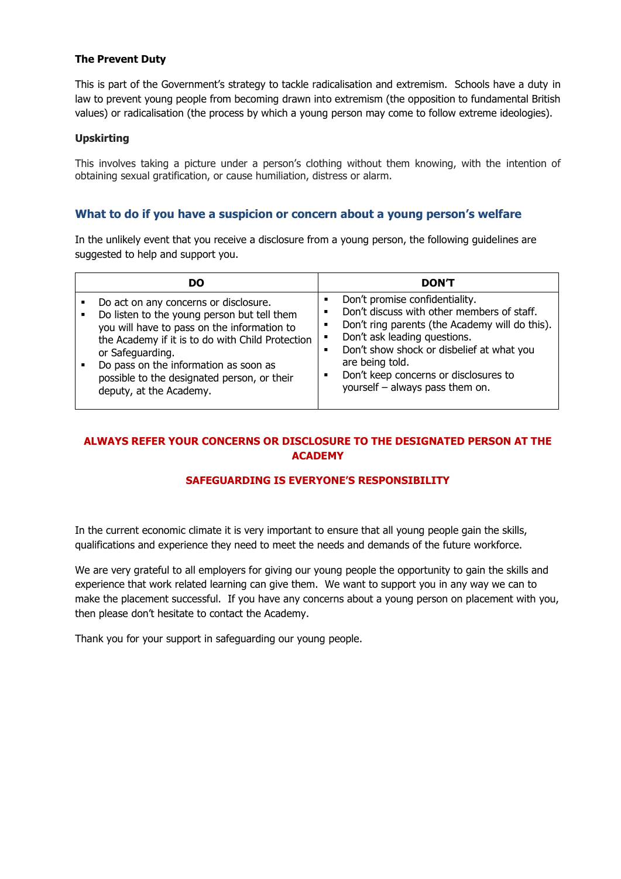**The Prevent Duty**

This is part of the Government's strategy to tackle radicalisation and extremism. Schools have a duty in law to prevent young people from becoming drawn into extremism (the opposition to fundamental British values) or radicalisation (the process by which a young person may come to follow extreme ideologies).

**Upskirting**

This involves taking a picture under a person's clothing without them knowing, with the intention of obtaining sexual gratification, or cause humiliation, distress or alarm.

## What to do if you have a suspicion or concern about a young person's welfare

In the unlikely event that you receive a disclosure from a young person, the following guidelines are suggested to help and support you.

| DO | DON'T |
|---|---|
| ▪ Do act on any concerns or disclosure.<br>▪ Do listen to the young person but tell them you will have to pass on the information to the Academy if it is to do with Child Protection or Safeguarding.<br>▪ Do pass on the information as soon as possible to the designated person, or their deputy, at the Academy. | ▪ Don't promise confidentiality.<br>▪ Don't discuss with other members of staff.<br>▪ Don't ring parents (the Academy will do this).<br>▪ Don't ask leading questions.<br>▪ Don't show shock or disbelief at what you are being told.<br>▪ Don't keep concerns or disclosures to yourself – always pass them on. |

**ALWAYS REFER YOUR CONCERNS OR DISCLOSURE TO THE DESIGNATED PERSON AT THE ACADEMY**

**SAFEGUARDING IS EVERYONE'S RESPONSIBILITY**

In the current economic climate it is very important to ensure that all young people gain the skills, qualifications and experience they need to meet the needs and demands of the future workforce.

We are very grateful to all employers for giving our young people the opportunity to gain the skills and experience that work related learning can give them. We want to support you in any way we can to make the placement successful. If you have any concerns about a young person on placement with you, then please don't hesitate to contact the Academy.

Thank you for your support in safeguarding our young people.